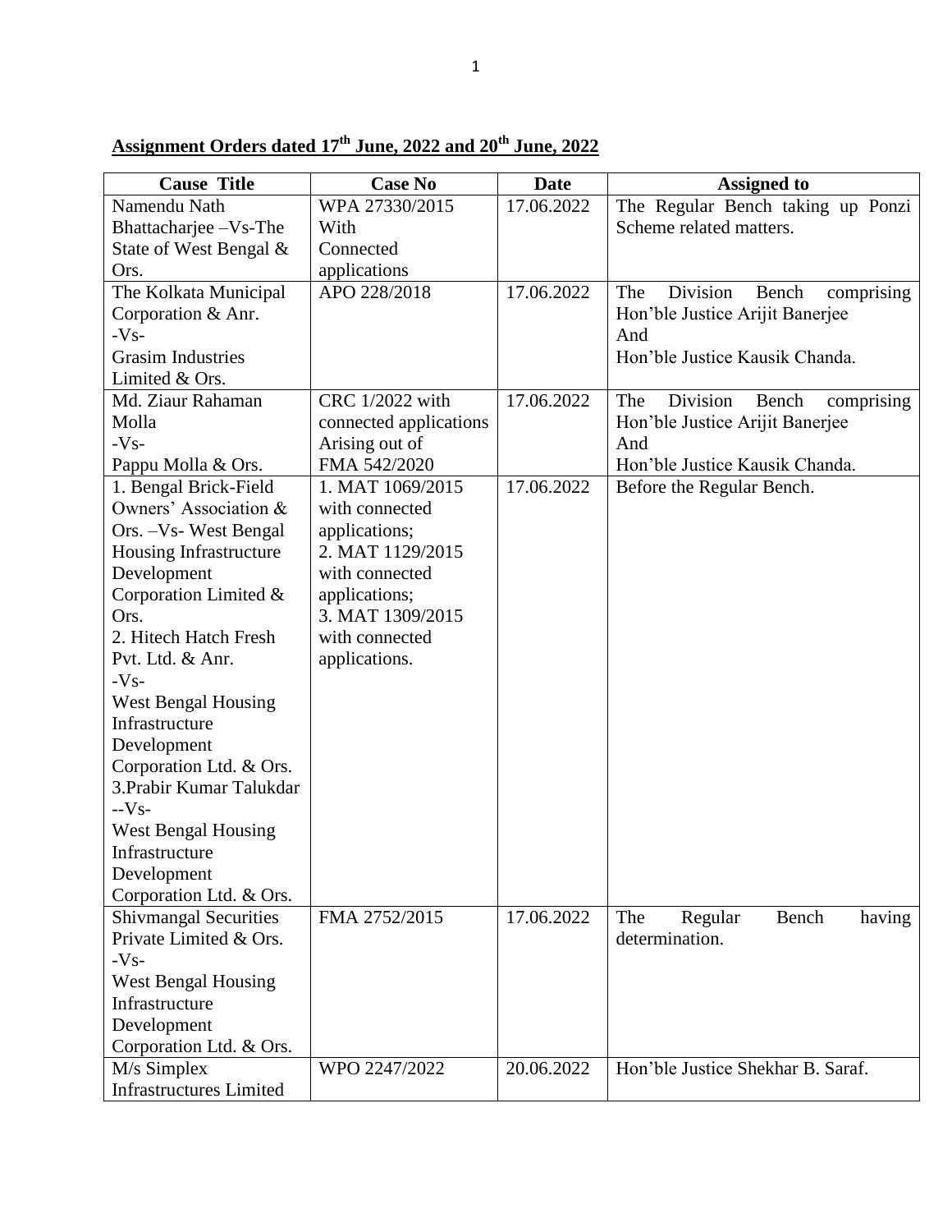**Assignment Orders dated 17th June, 2022 and 20th June, 2022**

| Cause Title | Case No | Date | Assigned to |
|---|---|---|---|
| Namendu Nath Bhattacharjee –Vs-The State of West Bengal & Ors. | WPA 27330/2015 With Connected applications | 17.06.2022 | The Regular Bench taking up Ponzi Scheme related matters. |
| The Kolkata Municipal Corporation & Anr. -Vs- Grasim Industries Limited & Ors. | APO 228/2018 | 17.06.2022 | The Division Bench comprising Hon'ble Justice Arijit Banerjee And Hon'ble Justice Kausik Chanda. |
| Md. Ziaur Rahaman Molla -Vs- Pappu Molla & Ors. | CRC 1/2022 with connected applications Arising out of FMA 542/2020 | 17.06.2022 | The Division Bench comprising Hon'ble Justice Arijit Banerjee And Hon'ble Justice Kausik Chanda. |
| 1. Bengal Brick-Field Owners' Association & Ors. –Vs- West Bengal Housing Infrastructure Development Corporation Limited & Ors. 2. Hitech Hatch Fresh Pvt. Ltd. & Anr. -Vs- West Bengal Housing Infrastructure Development Corporation Ltd. & Ors. 3.Prabir Kumar Talukdar --Vs- West Bengal Housing Infrastructure Development Corporation Ltd. & Ors. | 1. MAT 1069/2015 with connected applications; 2. MAT 1129/2015 with connected applications; 3. MAT 1309/2015 with connected applications. | 17.06.2022 | Before the Regular Bench. |
| Shivmangal Securities Private Limited & Ors. -Vs- West Bengal Housing Infrastructure Development Corporation Ltd. & Ors. | FMA 2752/2015 | 17.06.2022 | The Regular Bench having determination. |
| M/s Simplex Infrastructures Limited | WPO 2247/2022 | 20.06.2022 | Hon'ble Justice Shekhar B. Saraf. |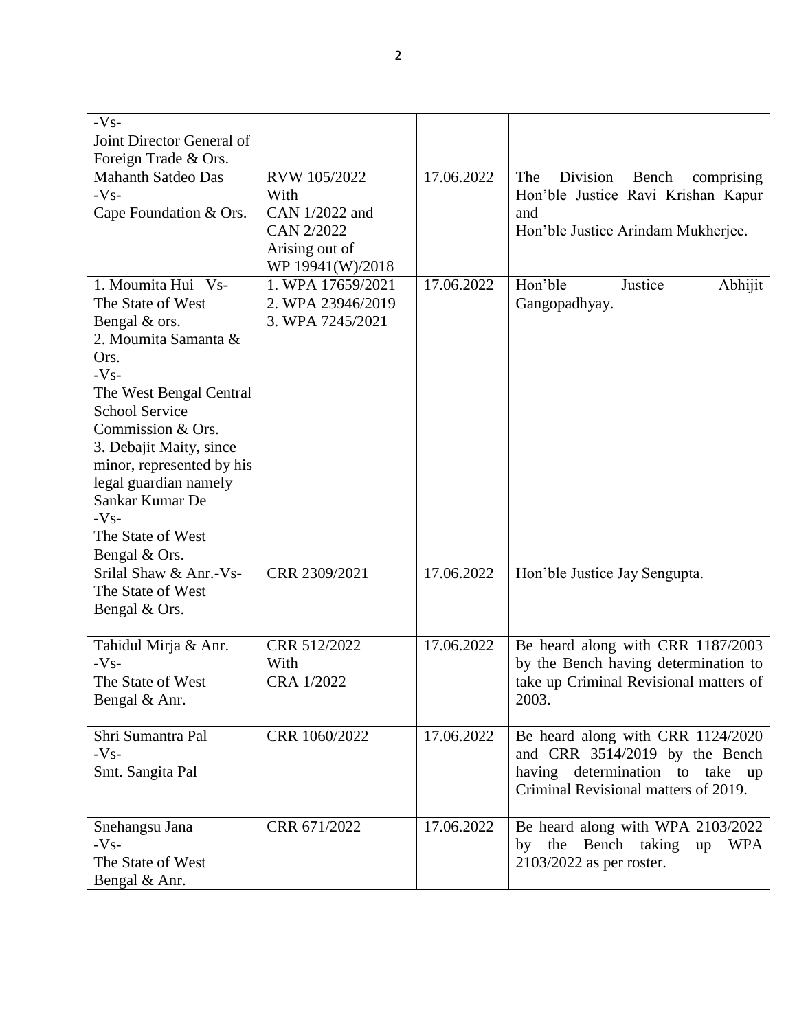| | | | |
|---|---|---|---|
| -Vs- Joint Director General of Foreign Trade & Ors. | | | |
| Mahanth Satdeo Das -Vs- Cape Foundation & Ors. | RVW 105/2022 With CAN 1/2022 and CAN 2/2022 Arising out of WP 19941(W)/2018 | 17.06.2022 | The Division Bench comprising Hon'ble Justice Ravi Krishan Kapur and Hon'ble Justice Arindam Mukherjee. |
| 1. Moumita Hui –Vs- The State of West Bengal & ors. 2. Moumita Samanta & Ors. -Vs- The West Bengal Central School Service Commission & Ors. 3. Debajit Maity, since minor, represented by his legal guardian namely Sankar Kumar De -Vs- The State of West Bengal & Ors. | 1. WPA 17659/2021 2. WPA 23946/2019 3. WPA 7245/2021 | 17.06.2022 | Hon'ble Justice Abhijit Gangopadhyay. |
| Srilal Shaw & Anr.-Vs- The State of West Bengal & Ors. | CRR 2309/2021 | 17.06.2022 | Hon'ble Justice Jay Sengupta. |
| Tahidul Mirja & Anr. -Vs- The State of West Bengal & Anr. | CRR 512/2022 With CRA 1/2022 | 17.06.2022 | Be heard along with CRR 1187/2003 by the Bench having determination to take up Criminal Revisional matters of 2003. |
| Shri Sumantra Pal -Vs- Smt. Sangita Pal | CRR 1060/2022 | 17.06.2022 | Be heard along with CRR 1124/2020 and CRR 3514/2019 by the Bench having determination to take up Criminal Revisional matters of 2019. |
| Snehangsu Jana -Vs- The State of West Bengal & Anr. | CRR 671/2022 | 17.06.2022 | Be heard along with WPA 2103/2022 by the Bench taking up WPA 2103/2022 as per roster. |